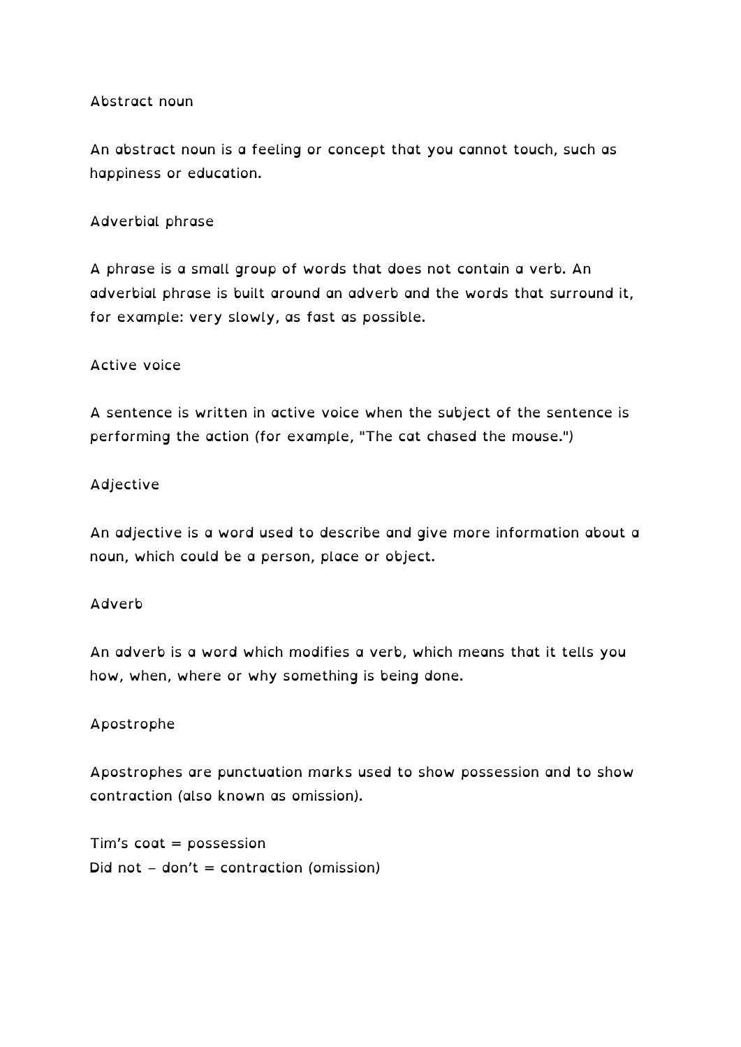### Abstract noun

An abstract noun is a feeling or concept that you cannot touch, such as happiness or education.

### Adverbial phrase

A phrase is a small group of words that does not contain a verb. An adverbial phrase is built around an adverb and the words that surround it, for example: very slowly, as fast as possible.

### Active voice

A sentence is written in active voice when the subject of the sentence is performing the action (for example, "The cat chased the mouse.")

### Adjective

An adjective is a word used to describe and give more information about a noun, which could be a person, place or object.

### Adverb

An adverb is a word which modifies a verb, which means that it tells you how, when, where or why something is being done.

### Apostrophe

Apostrophes are punctuation marks used to show possession and to show contraction (also known as omission).

Tim's coat = possession
Did not – don't = contraction (omission)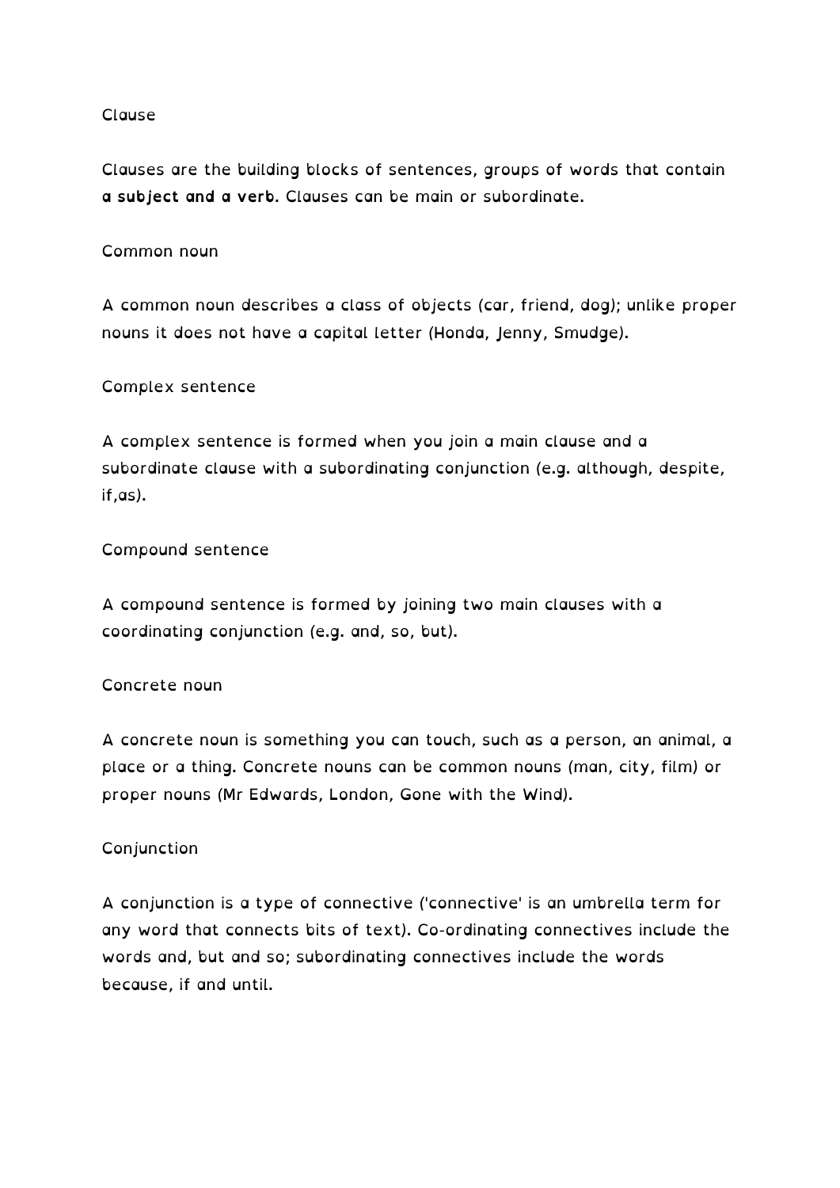Clause

Clauses are the building blocks of sentences, groups of words that contain **a subject and a verb.** Clauses can be main or subordinate.

Common noun

A common noun describes a class of objects (car, friend, dog); unlike proper nouns it does not have a capital letter (Honda, Jenny, Smudge).

Complex sentence

A complex sentence is formed when you join a main clause and a subordinate clause with a subordinating conjunction (e.g. although, despite, if,as).

Compound sentence

A compound sentence is formed by joining two main clauses with a coordinating conjunction (e.g. and, so, but).

Concrete noun

A concrete noun is something you can touch, such as a person, an animal, a place or a thing. Concrete nouns can be common nouns (man, city, film) or proper nouns (Mr Edwards, London, Gone with the Wind).

Conjunction

A conjunction is a type of connective ('connective' is an umbrella term for any word that connects bits of text). Co-ordinating connectives include the words and, but and so; subordinating connectives include the words because, if and until.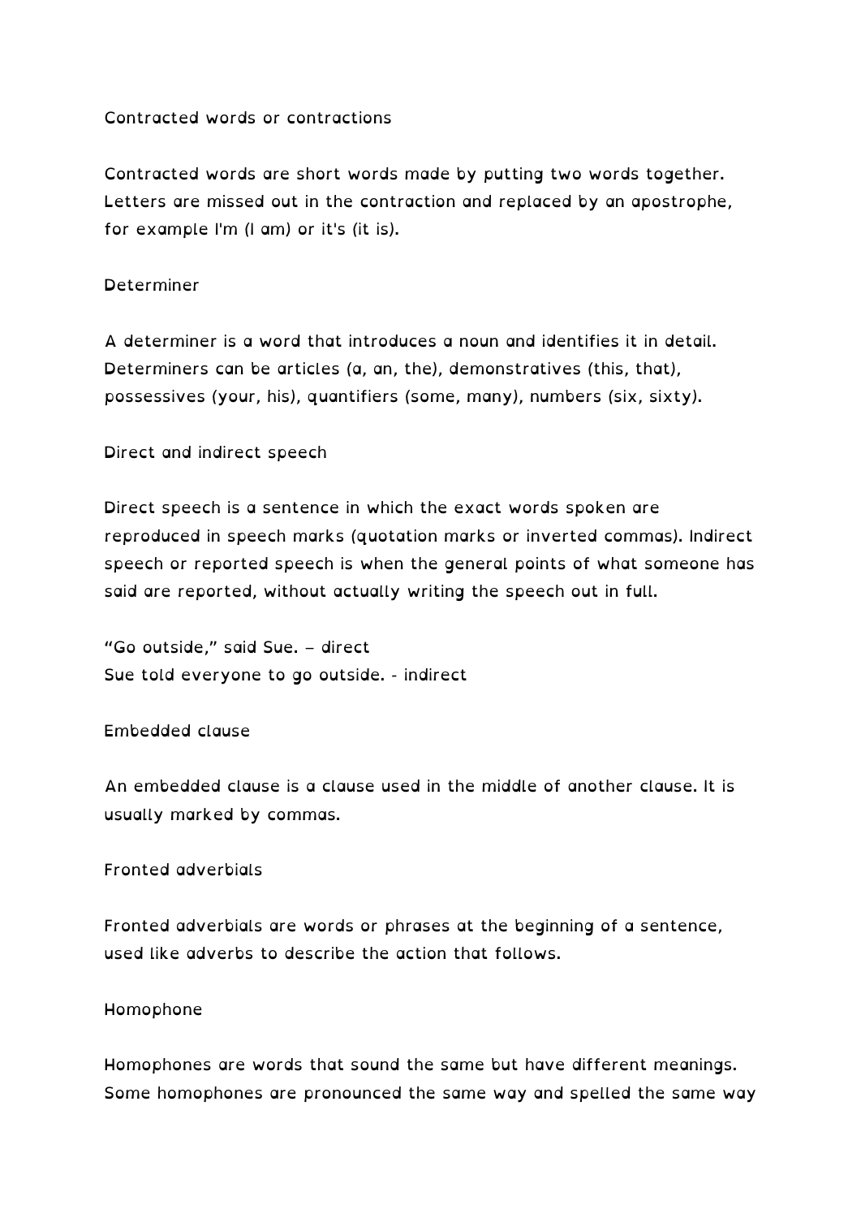## Contracted words or contractions

Contracted words are short words made by putting two words together. Letters are missed out in the contraction and replaced by an apostrophe, for example I'm (I am) or it's (it is).

## Determiner

A determiner is a word that introduces a noun and identifies it in detail. Determiners can be articles (a, an, the), demonstratives (this, that), possessives (your, his), quantifiers (some, many), numbers (six, sixty).

## Direct and indirect speech

Direct speech is a sentence in which the exact words spoken are reproduced in speech marks (quotation marks or inverted commas). Indirect speech or reported speech is when the general points of what someone has said are reported, without actually writing the speech out in full.

"Go outside," said Sue. – direct
Sue told everyone to go outside. - indirect

## Embedded clause

An embedded clause is a clause used in the middle of another clause. It is usually marked by commas.

## Fronted adverbials

Fronted adverbials are words or phrases at the beginning of a sentence, used like adverbs to describe the action that follows.

## Homophone

Homophones are words that sound the same but have different meanings. Some homophones are pronounced the same way and spelled the same way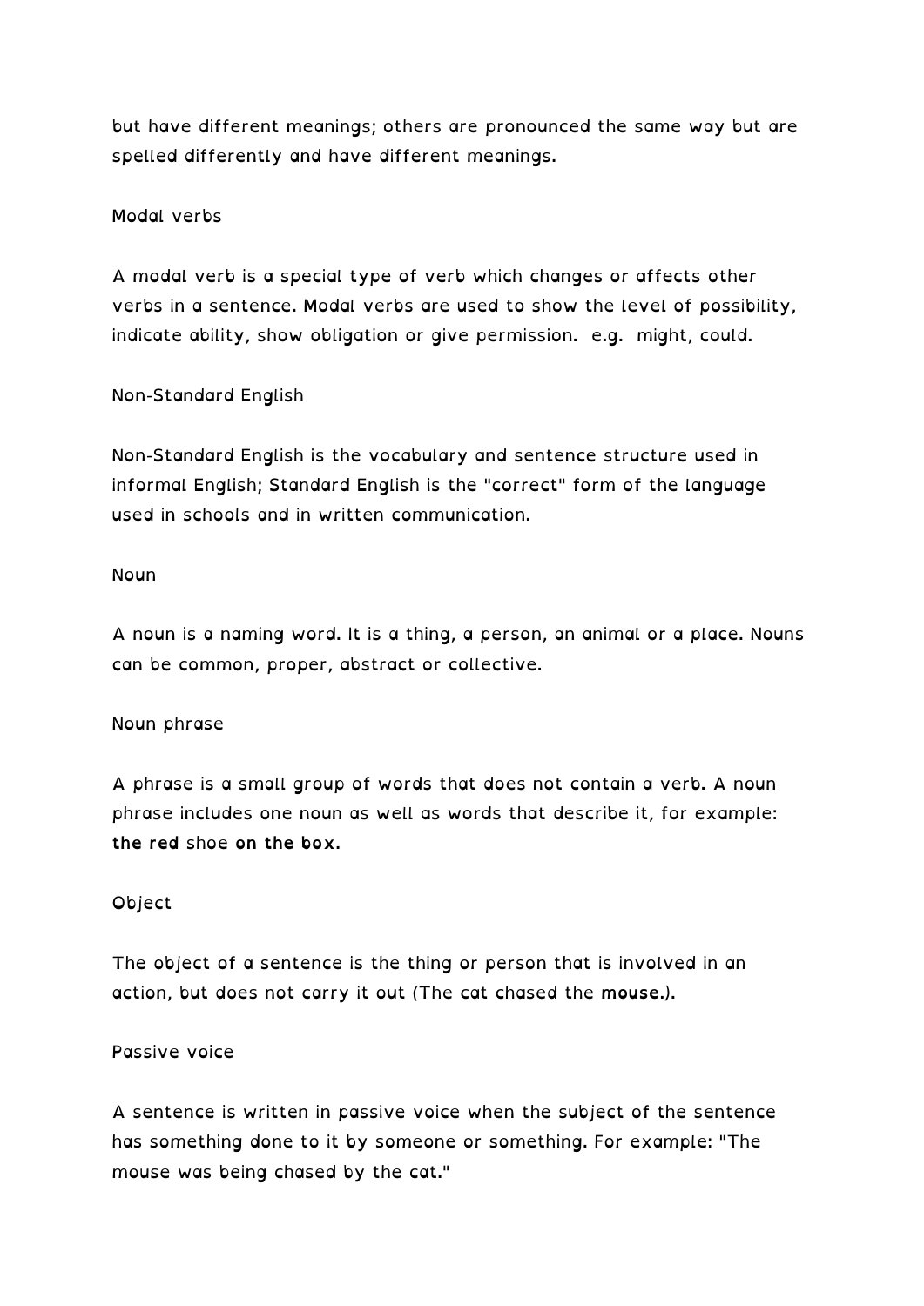but have different meanings; others are pronounced the same way but are spelled differently and have different meanings.

## Modal verbs

A modal verb is a special type of verb which changes or affects other verbs in a sentence. Modal verbs are used to show the level of possibility, indicate ability, show obligation or give permission.  e.g.  might, could.

## Non-Standard English

Non-Standard English is the vocabulary and sentence structure used in informal English; Standard English is the "correct" form of the language used in schools and in written communication.

## Noun

A noun is a naming word. It is a thing, a person, an animal or a place. Nouns can be common, proper, abstract or collective.

## Noun phrase

A phrase is a small group of words that does not contain a verb. A noun phrase includes one noun as well as words that describe it, for example: **the red** shoe **on the box.**

## Object

The object of a sentence is the thing or person that is involved in an action, but does not carry it out (The cat chased the **mouse.**).

## Passive voice

A sentence is written in passive voice when the subject of the sentence has something done to it by someone or something. For example: "The mouse was being chased by the cat."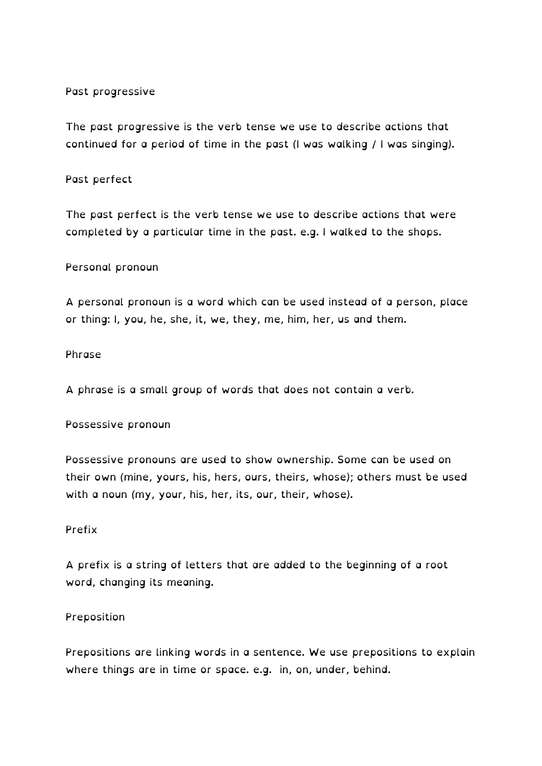## Past progressive

The past progressive is the verb tense we use to describe actions that continued for a period of time in the past (I was walking / I was singing).

## Past perfect

The past perfect is the verb tense we use to describe actions that were completed by a particular time in the past. e.g. I walked to the shops.

## Personal pronoun

A personal pronoun is a word which can be used instead of a person, place or thing: I, you, he, she, it, we, they, me, him, her, us and them.

## Phrase

A phrase is a small group of words that does not contain a verb.

## Possessive pronoun

Possessive pronouns are used to show ownership. Some can be used on their own (mine, yours, his, hers, ours, theirs, whose); others must be used with a noun (my, your, his, her, its, our, their, whose).

## Prefix

A prefix is a string of letters that are added to the beginning of a root word, changing its meaning.

## Preposition

Prepositions are linking words in a sentence. We use prepositions to explain where things are in time or space. e.g. in, on, under, behind.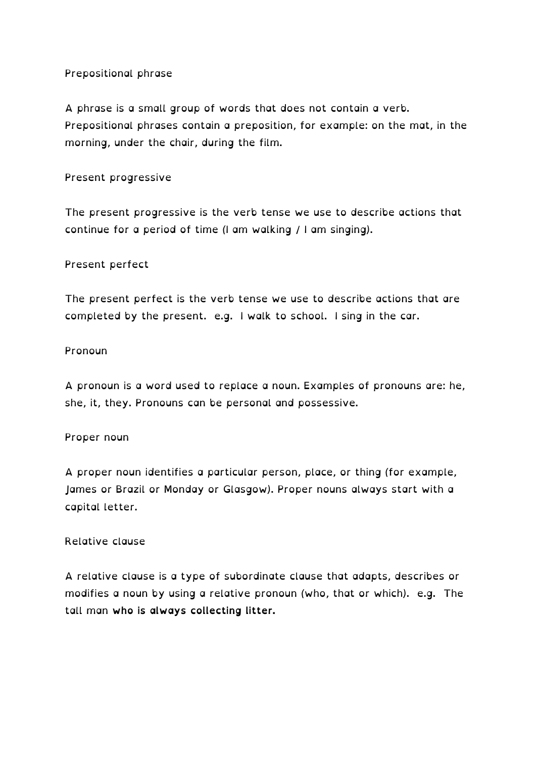## Prepositional phrase

A phrase is a small group of words that does not contain a verb. Prepositional phrases contain a preposition, for example: on the mat, in the morning, under the chair, during the film.

## Present progressive

The present progressive is the verb tense we use to describe actions that continue for a period of time (I am walking / I am singing).

## Present perfect

The present perfect is the verb tense we use to describe actions that are completed by the present. e.g. I walk to school. I sing in the car.

## Pronoun

A pronoun is a word used to replace a noun. Examples of pronouns are: he, she, it, they. Pronouns can be personal and possessive.

## Proper noun

A proper noun identifies a particular person, place, or thing (for example, James or Brazil or Monday or Glasgow). Proper nouns always start with a capital letter.

## Relative clause

A relative clause is a type of subordinate clause that adapts, describes or modifies a noun by using a relative pronoun (who, that or which). e.g. The tall man **who is always collecting litter.**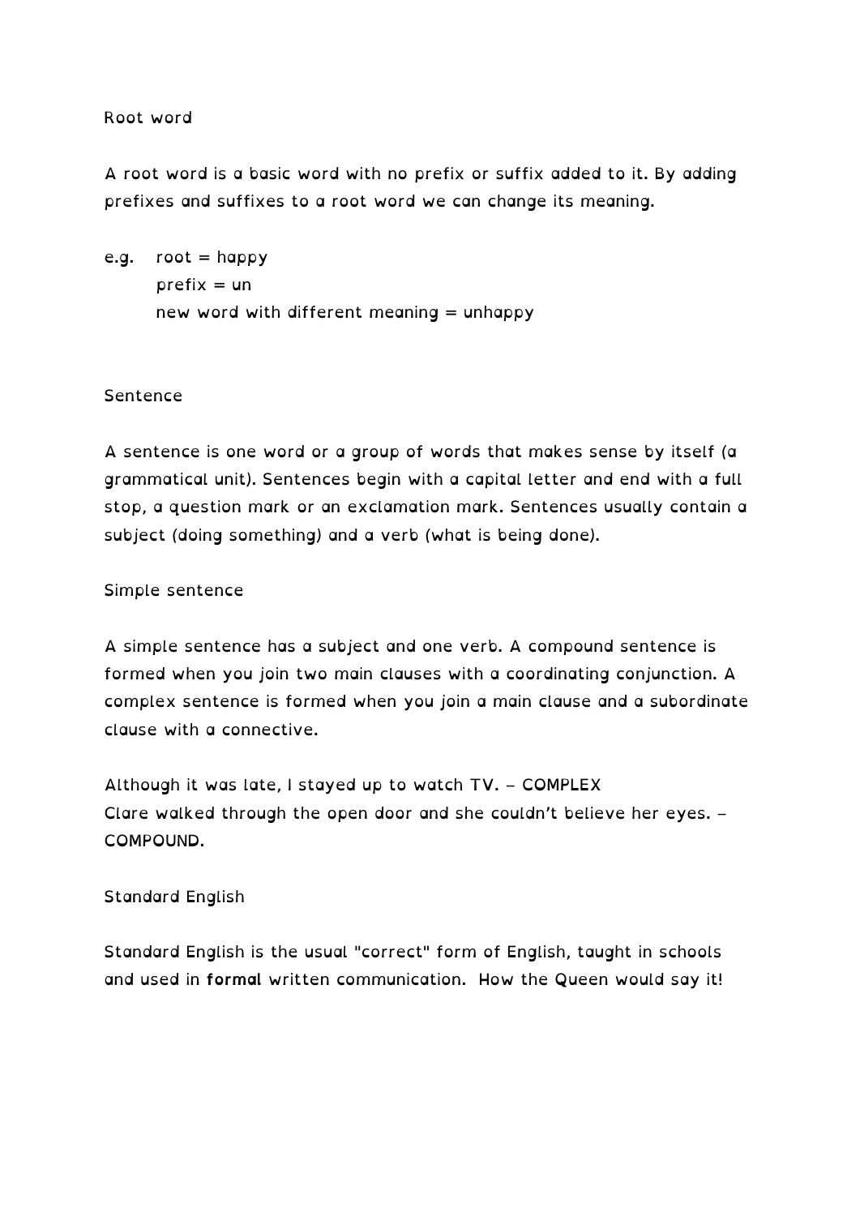## Root word

A root word is a basic word with no prefix or suffix added to it. By adding prefixes and suffixes to a root word we can change its meaning.

e.g. root = happy
prefix = un
new word with different meaning = unhappy

## Sentence

A sentence is one word or a group of words that makes sense by itself (a grammatical unit). Sentences begin with a capital letter and end with a full stop, a question mark or an exclamation mark. Sentences usually contain a subject (doing something) and a verb (what is being done).

## Simple sentence

A simple sentence has a subject and one verb. A compound sentence is formed when you join two main clauses with a coordinating conjunction. A complex sentence is formed when you join a main clause and a subordinate clause with a connective.

Although it was late, I stayed up to watch TV. – COMPLEX
Clare walked through the open door and she couldn't believe her eyes. – COMPOUND.

## Standard English

Standard English is the usual "correct" form of English, taught in schools and used in **formal** written communication. How the Queen would say it!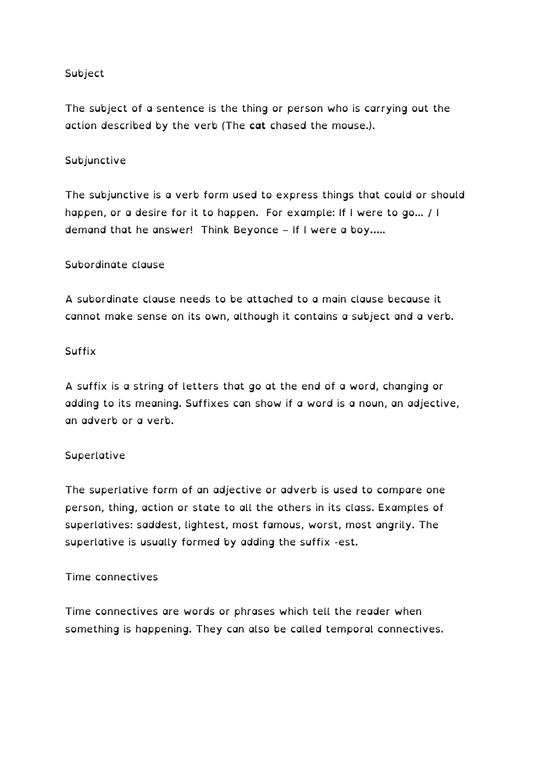## Subject

The subject of a sentence is the thing or person who is carrying out the action described by the verb (The **cat** chased the mouse.).

## Subjunctive

The subjunctive is a verb form used to express things that could or should happen, or a desire for it to happen. For example: If I were to go… / I demand that he answer! Think Beyonce – If I were a boy…..

## Subordinate clause

A subordinate clause needs to be attached to a main clause because it cannot make sense on its own, although it contains a subject and a verb.

## Suffix

A suffix is a string of letters that go at the end of a word, changing or adding to its meaning. Suffixes can show if a word is a noun, an adjective, an adverb or a verb.

## Superlative

The superlative form of an adjective or adverb is used to compare one person, thing, action or state to all the others in its class. Examples of superlatives: saddest, lightest, most famous, worst, most angrily. The superlative is usually formed by adding the suffix -est.

## Time connectives

Time connectives are words or phrases which tell the reader when something is happening. They can also be called temporal connectives.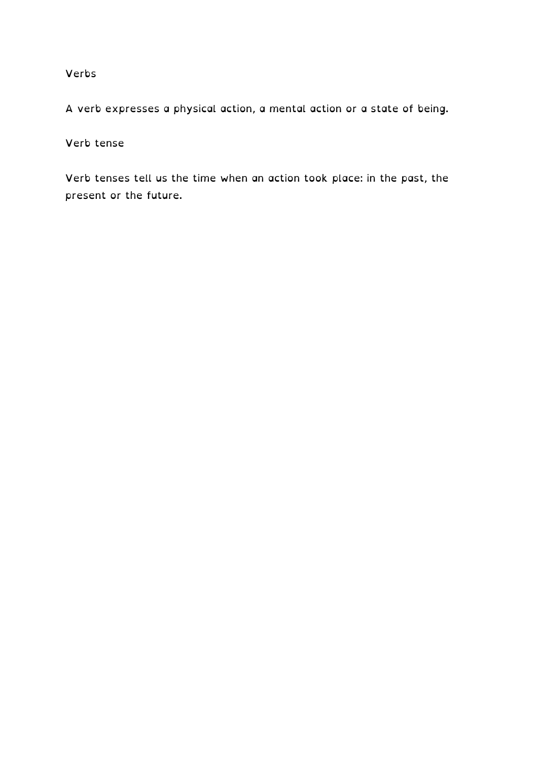## Verbs

A verb expresses a physical action, a mental action or a state of being.

## Verb tense

Verb tenses tell us the time when an action took place: in the past, the present or the future.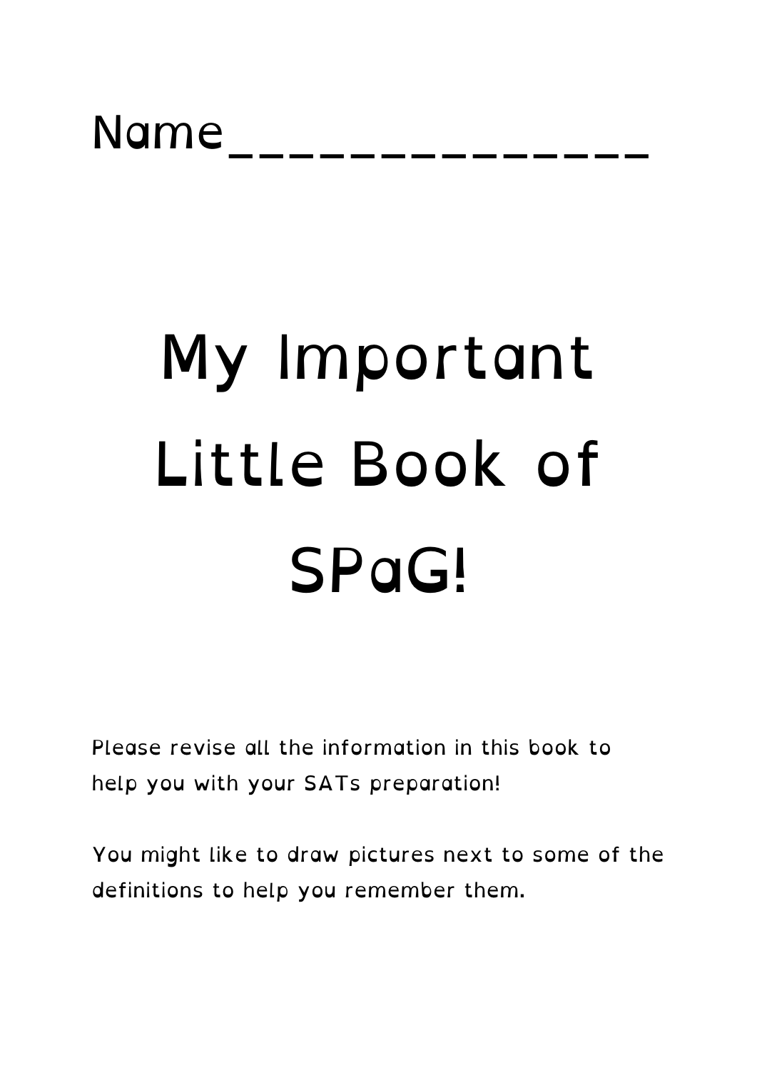Name_______________

# My Important Little Book of SPaG!

Please revise all the information in this book to help you with your SATs preparation!

You might like to draw pictures next to some of the definitions to help you remember them.